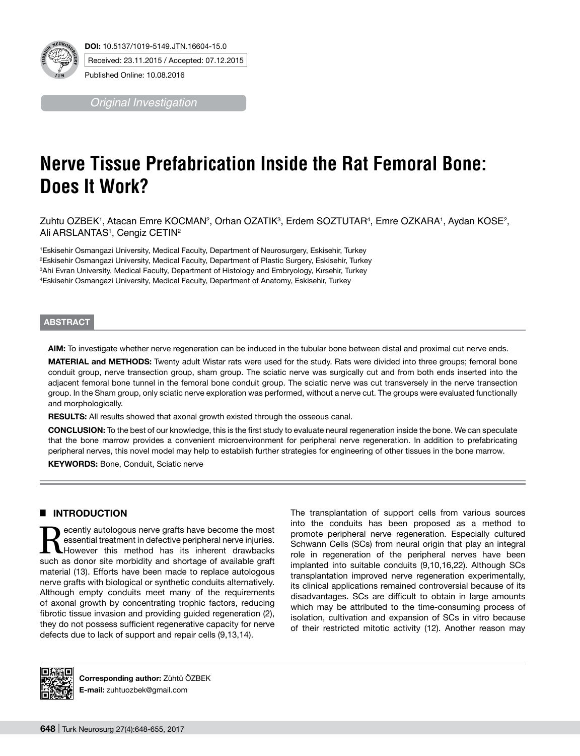**DOI:** 10.5137/1019-5149.JTN.16604-15.0

Received: 23.11.2015 / Accepted: 07.12.2015

Published Online: 10.08.2016

*Original Investigation*

# Nerve Tissue Prefabrication Inside the Rat Femoral Bone: Does It Work?

Zuhtu OZBEK[1], Atacan Emre KOCMAN[2], Orhan OZATIK[3], Erdem SOZTUTAR[4], Emre OZKARA[1], Aydan KOSE[2], Ali ARSLANTAS[1], Cengiz CETIN[2]

[1]Eskisehir Osmangazi University, Medical Faculty, Department of Neurosurgery, Eskisehir, Turkey
[2]Eskisehir Osmangazi University, Medical Faculty, Department of Plastic Surgery, Eskisehir, Turkey
[3]Ahi Evran University, Medical Faculty, Department of Histology and Embryology, Kırsehir, Turkey
[4]Eskisehir Osmangazi University, Medical Faculty, Department of Anatomy, Eskisehir, Turkey

## ABSTRACT

**AIM:** To investigate whether nerve regeneration can be induced in the tubular bone between distal and proximal cut nerve ends.

**MATERIAL and METHODS:** Twenty adult Wistar rats were used for the study. Rats were divided into three groups; femoral bone conduit group, nerve transection group, sham group. The sciatic nerve was surgically cut and from both ends inserted into the adjacent femoral bone tunnel in the femoral bone conduit group. The sciatic nerve was cut transversely in the nerve transection group. In the Sham group, only sciatic nerve exploration was performed, without a nerve cut. The groups were evaluated functionally and morphologically.

**RESULTS:** All results showed that axonal growth existed through the osseous canal.

**CONCLUSION:** To the best of our knowledge, this is the first study to evaluate neural regeneration inside the bone. We can speculate that the bone marrow provides a convenient microenvironment for peripheral nerve regeneration. In addition to prefabricating peripheral nerves, this novel model may help to establish further strategies for engineering of other tissues in the bone marrow.

**KEYWORDS:** Bone, Conduit, Sciatic nerve

## INTRODUCTION

Recently autologous nerve grafts have become the most essential treatment in defective peripheral nerve injuries. However this method has its inherent drawbacks such as donor site morbidity and shortage of available graft material (13). Efforts have been made to replace autologous nerve grafts with biological or synthetic conduits alternatively. Although empty conduits meet many of the requirements of axonal growth by concentrating trophic factors, reducing fibrotic tissue invasion and providing guided regeneration (2), they do not possess sufficient regenerative capacity for nerve defects due to lack of support and repair cells (9,13,14).

The transplantation of support cells from various sources into the conduits has been proposed as a method to promote peripheral nerve regeneration. Especially cultured Schwann Cells (SCs) from neural origin that play an integral role in regeneration of the peripheral nerves have been implanted into suitable conduits (9,10,16,22). Although SCs transplantation improved nerve regeneration experimentally, its clinical applications remained controversial because of its disadvantages. SCs are difficult to obtain in large amounts which may be attributed to the time-consuming process of isolation, cultivation and expansion of SCs in vitro because of their restricted mitotic activity (12). Another reason may

**Corresponding author:** Zühtü ÖZBEK
**E-mail:** zuhtuozbek@gmail.com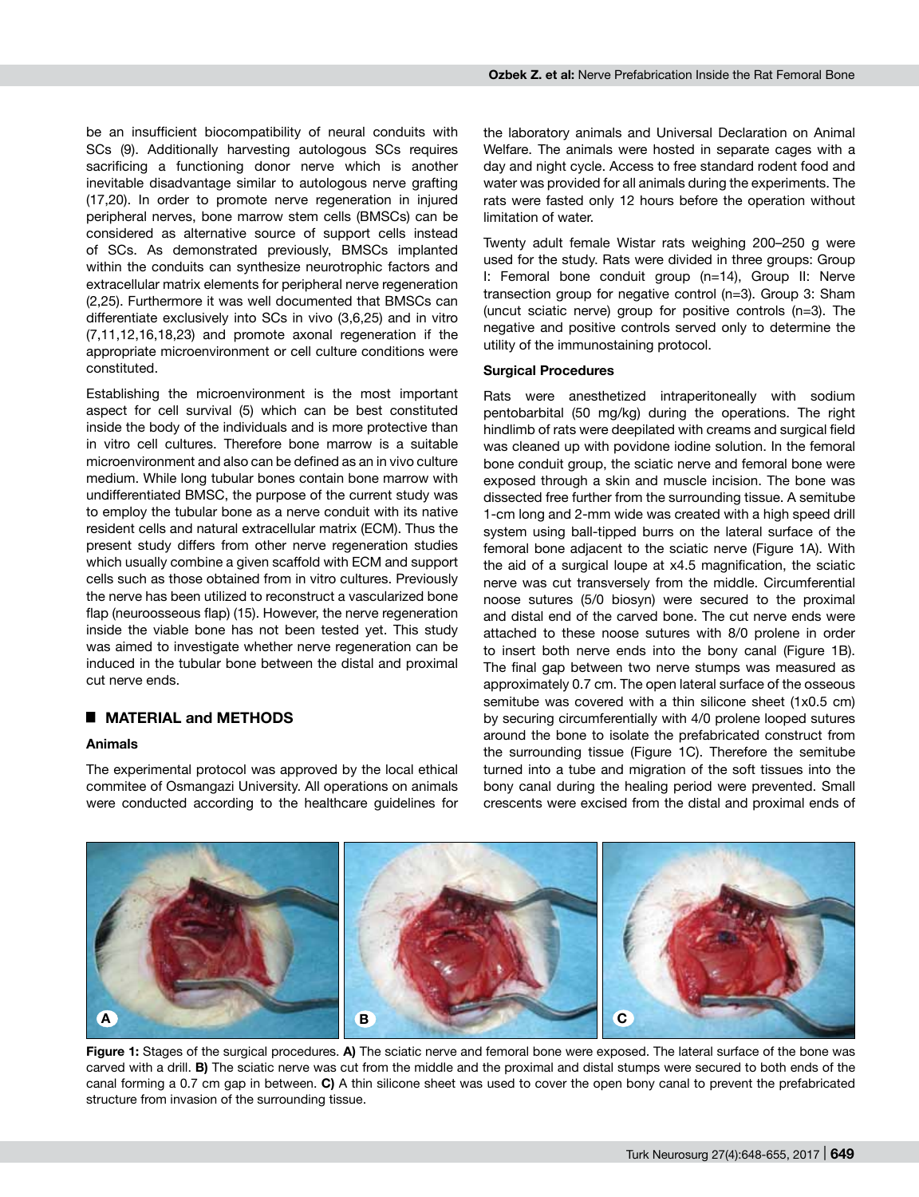be an insufficient biocompatibility of neural conduits with SCs (9). Additionally harvesting autologous SCs requires sacrificing a functioning donor nerve which is another inevitable disadvantage similar to autologous nerve grafting (17,20). In order to promote nerve regeneration in injured peripheral nerves, bone marrow stem cells (BMSCs) can be considered as alternative source of support cells instead of SCs. As demonstrated previously, BMSCs implanted within the conduits can synthesize neurotrophic factors and extracellular matrix elements for peripheral nerve regeneration (2,25). Furthermore it was well documented that BMSCs can differentiate exclusively into SCs in vivo (3,6,25) and in vitro (7,11,12,16,18,23) and promote axonal regeneration if the appropriate microenvironment or cell culture conditions were constituted.

Establishing the microenvironment is the most important aspect for cell survival (5) which can be best constituted inside the body of the individuals and is more protective than in vitro cell cultures. Therefore bone marrow is a suitable microenvironment and also can be defined as an in vivo culture medium. While long tubular bones contain bone marrow with undifferentiated BMSC, the purpose of the current study was to employ the tubular bone as a nerve conduit with its native resident cells and natural extracellular matrix (ECM). Thus the present study differs from other nerve regeneration studies which usually combine a given scaffold with ECM and support cells such as those obtained from in vitro cultures. Previously the nerve has been utilized to reconstruct a vascularized bone flap (neuroosseous flap) (15). However, the nerve regeneration inside the viable bone has not been tested yet. This study was aimed to investigate whether nerve regeneration can be induced in the tubular bone between the distal and proximal cut nerve ends.

## MATERIAL and METHODS

### Animals

The experimental protocol was approved by the local ethical commitee of Osmangazi University. All operations on animals were conducted according to the healthcare guidelines for the laboratory animals and Universal Declaration on Animal Welfare. The animals were hosted in separate cages with a day and night cycle. Access to free standard rodent food and water was provided for all animals during the experiments. The rats were fasted only 12 hours before the operation without limitation of water.

Twenty adult female Wistar rats weighing 200–250 g were used for the study. Rats were divided in three groups: Group I: Femoral bone conduit group (n=14), Group II: Nerve transection group for negative control (n=3). Group 3: Sham (uncut sciatic nerve) group for positive controls (n=3). The negative and positive controls served only to determine the utility of the immunostaining protocol.

### Surgical Procedures

Rats were anesthetized intraperitoneally with sodium pentobarbital (50 mg/kg) during the operations. The right hindlimb of rats were deepilated with creams and surgical field was cleaned up with povidone iodine solution. In the femoral bone conduit group, the sciatic nerve and femoral bone were exposed through a skin and muscle incision. The bone was dissected free further from the surrounding tissue. A semitube 1-cm long and 2-mm wide was created with a high speed drill system using ball-tipped burrs on the lateral surface of the femoral bone adjacent to the sciatic nerve (Figure 1A). With the aid of a surgical loupe at x4.5 magnification, the sciatic nerve was cut transversely from the middle. Circumferential noose sutures (5/0 biosyn) were secured to the proximal and distal end of the carved bone. The cut nerve ends were attached to these noose sutures with 8/0 prolene in order to insert both nerve ends into the bony canal (Figure 1B). The final gap between two nerve stumps was measured as approximately 0.7 cm. The open lateral surface of the osseous semitube was covered with a thin silicone sheet (1x0.5 cm) by securing circumferentially with 4/0 prolene looped sutures around the bone to isolate the prefabricated construct from the surrounding tissue (Figure 1C). Therefore the semitube turned into a tube and migration of the soft tissues into the bony canal during the healing period were prevented. Small crescents were excised from the distal and proximal ends of

**Figure 1:** Stages of the surgical procedures. **A)** The sciatic nerve and femoral bone were exposed. The lateral surface of the bone was carved with a drill. **B)** The sciatic nerve was cut from the middle and the proximal and distal stumps were secured to both ends of the canal forming a 0.7 cm gap in between. **C)** A thin silicone sheet was used to cover the open bony canal to prevent the prefabricated structure from invasion of the surrounding tissue.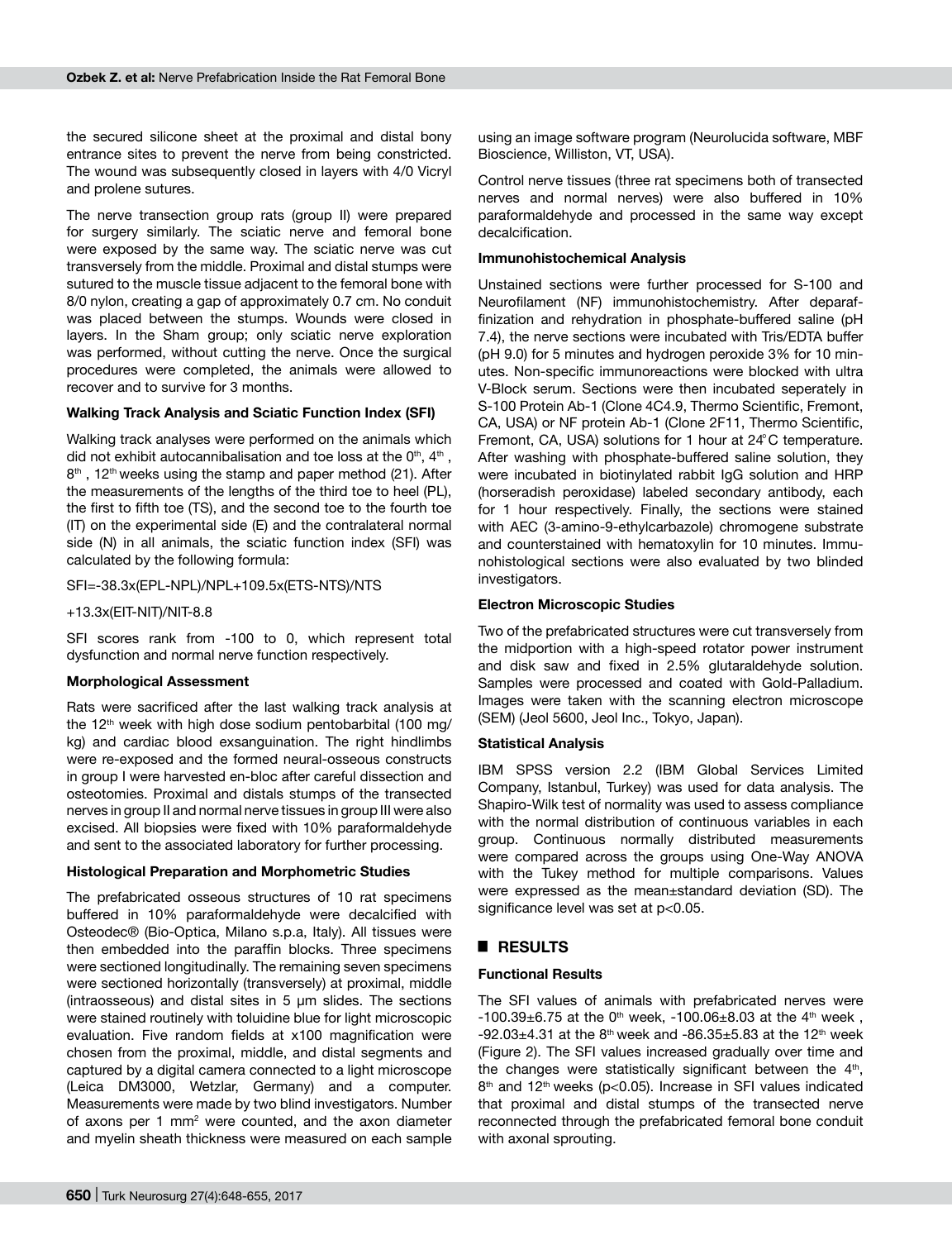the secured silicone sheet at the proximal and distal bony entrance sites to prevent the nerve from being constricted. The wound was subsequently closed in layers with 4/0 Vicryl and prolene sutures.

The nerve transection group rats (group II) were prepared for surgery similarly. The sciatic nerve and femoral bone were exposed by the same way. The sciatic nerve was cut transversely from the middle. Proximal and distal stumps were sutured to the muscle tissue adjacent to the femoral bone with 8/0 nylon, creating a gap of approximately 0.7 cm. No conduit was placed between the stumps. Wounds were closed in layers. In the Sham group; only sciatic nerve exploration was performed, without cutting the nerve. Once the surgical procedures were completed, the animals were allowed to recover and to survive for 3 months.

**Walking Track Analysis and Sciatic Function Index (SFI)**

Walking track analyses were performed on the animals which did not exhibit autocannibalisation and toe loss at the $0^{th}$, $4^{th}$, $8^{th}$, $12^{th}$ weeks using the stamp and paper method (21). After the measurements of the lengths of the third toe to heel (PL), the first to fifth toe (TS), and the second toe to the fourth toe (IT) on the experimental side (E) and the contralateral normal side (N) in all animals, the sciatic function index (SFI) was calculated by the following formula:

$$SFI=-38.3x(EPL-NPL)/NPL+109.5x(ETS-NTS)/NTS$$

$$+13.3x(EIT-NIT)/NIT-8.8$$

SFI scores rank from -100 to 0, which represent total dysfunction and normal nerve function respectively.

**Morphological Assessment**

Rats were sacrificed after the last walking track analysis at the $12^{th}$ week with high dose sodium pentobarbital (100 mg/kg) and cardiac blood exsanguination. The right hindlimbs were re-exposed and the formed neural-osseous constructs in group I were harvested en-bloc after careful dissection and osteotomies. Proximal and distals stumps of the transected nerves in group II and normal nerve tissues in group III were also excised. All biopsies were fixed with 10% paraformaldehyde and sent to the associated laboratory for further processing.

**Histological Preparation and Morphometric Studies**

The prefabricated osseous structures of 10 rat specimens buffered in 10% paraformaldehyde were decalcified with Osteodec® (Bio-Optica, Milano s.p.a, Italy). All tissues were then embedded into the paraffin blocks. Three specimens were sectioned longitudinally. The remaining seven specimens were sectioned horizontally (transversely) at proximal, middle (intraosseous) and distal sites in 5 μm slides. The sections were stained routinely with toluidine blue for light microscopic evaluation. Five random fields at x100 magnification were chosen from the proximal, middle, and distal segments and captured by a digital camera connected to a light microscope (Leica DM3000, Wetzlar, Germany) and a computer. Measurements were made by two blind investigators. Number of axons per 1 $mm^2$ were counted, and the axon diameter and myelin sheath thickness were measured on each sample using an image software program (Neurolucida software, MBF Bioscience, Williston, VT, USA).

Control nerve tissues (three rat specimens both of transected nerves and normal nerves) were also buffered in 10% paraformaldehyde and processed in the same way except decalcification.

**Immunohistochemical Analysis**

Unstained sections were further processed for S-100 and Neurofilament (NF) immunohistochemistry. After deparaffinization and rehydration in phosphate-buffered saline (pH 7.4), the nerve sections were incubated with Tris/EDTA buffer (pH 9.0) for 5 minutes and hydrogen peroxide 3% for 10 minutes. Non-specific immunoreactions were blocked with ultra V-Block serum. Sections were then incubated seperately in S-100 Protein Ab-1 (Clone 4C4.9, Thermo Scientific, Fremont, CA, USA) or NF protein Ab-1 (Clone 2F11, Thermo Scientific, Fremont, CA, USA) solutions for 1 hour at 24°C temperature. After washing with phosphate-buffered saline solution, they were incubated in biotinylated rabbit IgG solution and HRP (horseradish peroxidase) labeled secondary antibody, each for 1 hour respectively. Finally, the sections were stained with AEC (3-amino-9-ethylcarbazole) chromogene substrate and counterstained with hematoxylin for 10 minutes. Immunohistological sections were also evaluated by two blinded investigators.

**Electron Microscopic Studies**

Two of the prefabricated structures were cut transversely from the midportion with a high-speed rotator power instrument and disk saw and fixed in 2.5% glutaraldehyde solution. Samples were processed and coated with Gold-Palladium. Images were taken with the scanning electron microscope (SEM) (Jeol 5600, Jeol Inc., Tokyo, Japan).

**Statistical Analysis**

IBM SPSS version 2.2 (IBM Global Services Limited Company, Istanbul, Turkey) was used for data analysis. The Shapiro-Wilk test of normality was used to assess compliance with the normal distribution of continuous variables in each group. Continuous normally distributed measurements were compared across the groups using One-Way ANOVA with the Tukey method for multiple comparisons. Values were expressed as the mean±standard deviation (SD). The significance level was set at $p<0.05$.

## RESULTS

**Functional Results**

The SFI values of animals with prefabricated nerves were -100.39±6.75 at the $0^{th}$ week, -100.06±8.03 at the $4^{th}$ week, -92.03±4.31 at the $8^{th}$ week and -86.35±5.83 at the $12^{th}$ week (Figure 2). The SFI values increased gradually over time and the changes were statistically significant between the $4^{th}$, $8^{th}$ and $12^{th}$ weeks ($p<0.05$). Increase in SFI values indicated that proximal and distal stumps of the transected nerve reconnected through the prefabricated femoral bone conduit with axonal sprouting.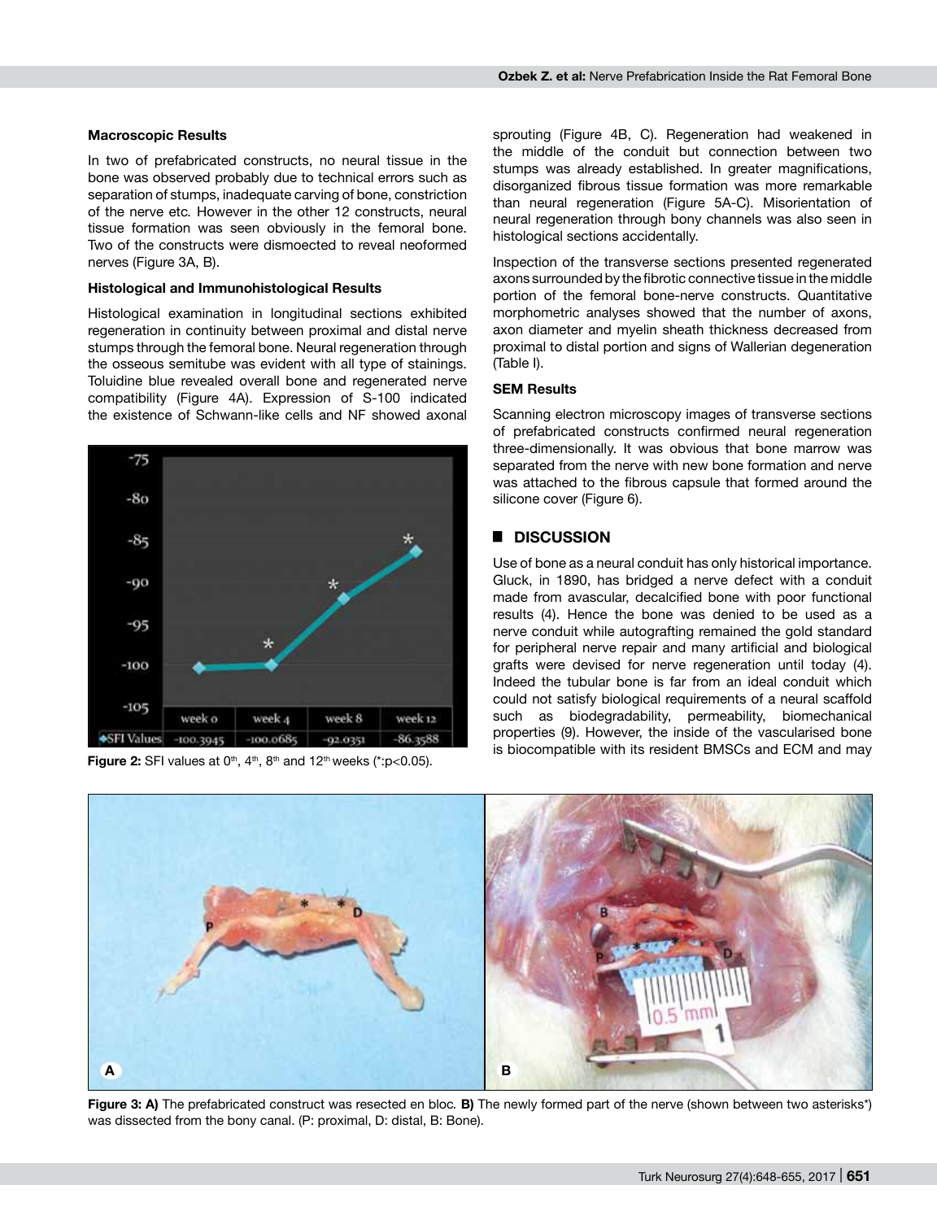### Macroscopic Results

In two of prefabricated constructs, no neural tissue in the bone was observed probably due to technical errors such as separation of stumps, inadequate carving of bone, constriction of the nerve etc. However in the other 12 constructs, neural tissue formation was seen obviously in the femoral bone. Two of the constructs were dismoected to reveal neoformed nerves (Figure 3A, B).

### Histological and Immunohistological Results

Histological examination in longitudinal sections exhibited regeneration in continuity between proximal and distal nerve stumps through the femoral bone. Neural regeneration through the osseous semitube was evident with all type of stainings. Toluidine blue revealed overall bone and regenerated nerve compatibility (Figure 4A). Expression of S-100 indicated the existence of Schwann-like cells and NF showed axonal sprouting (Figure 4B, C). Regeneration had weakened in the middle of the conduit but connection between two stumps was already established. In greater magnifications, disorganized fibrous tissue formation was more remarkable than neural regeneration (Figure 5A-C). Misorientation of neural regeneration through bony channels was also seen in histological sections accidentally.

-75
-80
-85
-90
-95
-100
-105

week 0 | week 4 | week 8 | week 12

SFI Values -100.3945 -100.0685 -92.0351 -86.3588

Figure 2: SFI values at 0th, 4th, 8th and 12th weeks (*:$p<0.05$).

Inspection of the transverse sections presented regenerated axons surrounded by the fibrotic connective tissue in the middle portion of the femoral bone-nerve constructs. Quantitative morphometric analyses showed that the number of axons, axon diameter and myelin sheath thickness decreased from proximal to distal portion and signs of Wallerian degeneration (Table I).

### SEM Results

Scanning electron microscopy images of transverse sections of prefabricated constructs confirmed neural regeneration three-dimensionally. It was obvious that bone marrow was separated from the nerve with new bone formation and nerve was attached to the fibrous capsule that formed around the silicone cover (Figure 6).

## DISCUSSION

Use of bone as a neural conduit has only historical importance. Gluck, in 1890, has bridged a nerve defect with a conduit made from avascular, decalcified bone with poor functional results (4). Hence the bone was denied to be used as a nerve conduit while autografting remained the gold standard for peripheral nerve repair and many artificial and biological grafts were devised for nerve regeneration until today (4). Indeed the tubular bone is far from an ideal conduit which could not satisfy biological requirements of a neural scaffold such as biodegradability, permeability, biomechanical properties (9). However, the inside of the vascularised bone is biocompatible with its resident BMSCs and ECM and may

A B

Figure 3: A) The prefabricated construct was resected en bloc. B) The newly formed part of the nerve (shown between two asterisks*) was dissected from the bony canal. (P: proximal, D: distal, B: Bone).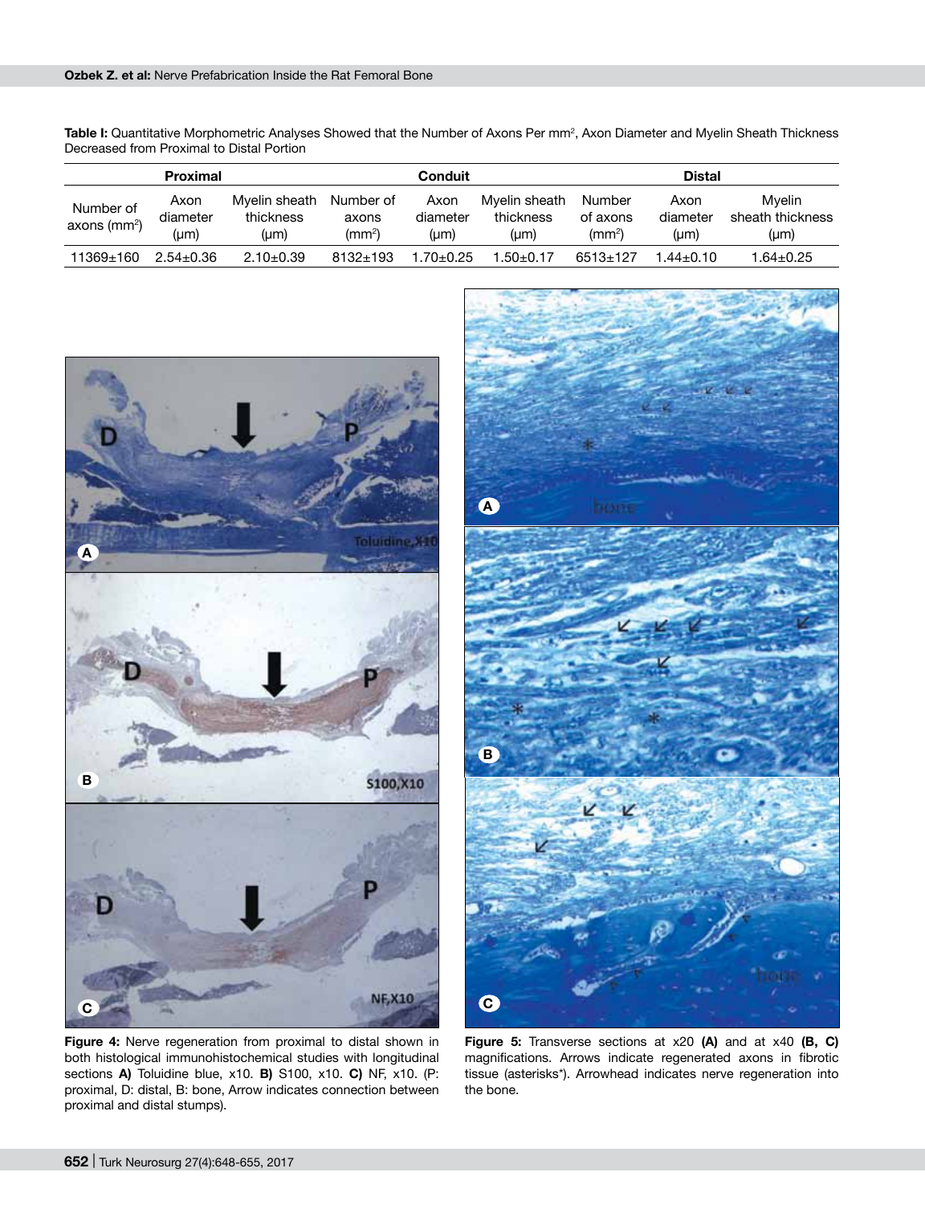**Table I:** Quantitative Morphometric Analyses Showed that the Number of Axons Per mm², Axon Diameter and Myelin Sheath Thickness Decreased from Proximal to Distal Portion

| Proximal | | | Conduit | | | Distal | | |
|---|---|---|---|---|---|---|---|---|
| Number of axons (mm²) | Axon diameter (µm) | Myelin sheath thickness (µm) | Number of axons (mm²) | Axon diameter (µm) | Myelin sheath thickness (µm) | Number of axons (mm²) | Axon diameter (µm) | Myelin sheath thickness (µm) |
| 11369±160 | 2.54±0.36 | 2.10±0.39 | 8132±193 | 1.70±0.25 | 1.50±0.17 | 6513±127 | 1.44±0.10 | 1.64±0.25 |

**Figure 4:** Nerve regeneration from proximal to distal shown in both histological immunohistochemical studies with longitudinal sections **A)** Toluidine blue, x10. **B)** S100, x10. **C)** NF, x10. (P: proximal, D: distal, B: bone, Arrow indicates connection between proximal and distal stumps).

**Figure 5:** Transverse sections at x20 **(A)** and at x40 **(B, C)** magnifications. Arrows indicate regenerated axons in fibrotic tissue (asterisks*). Arrowhead indicates nerve regeneration into the bone.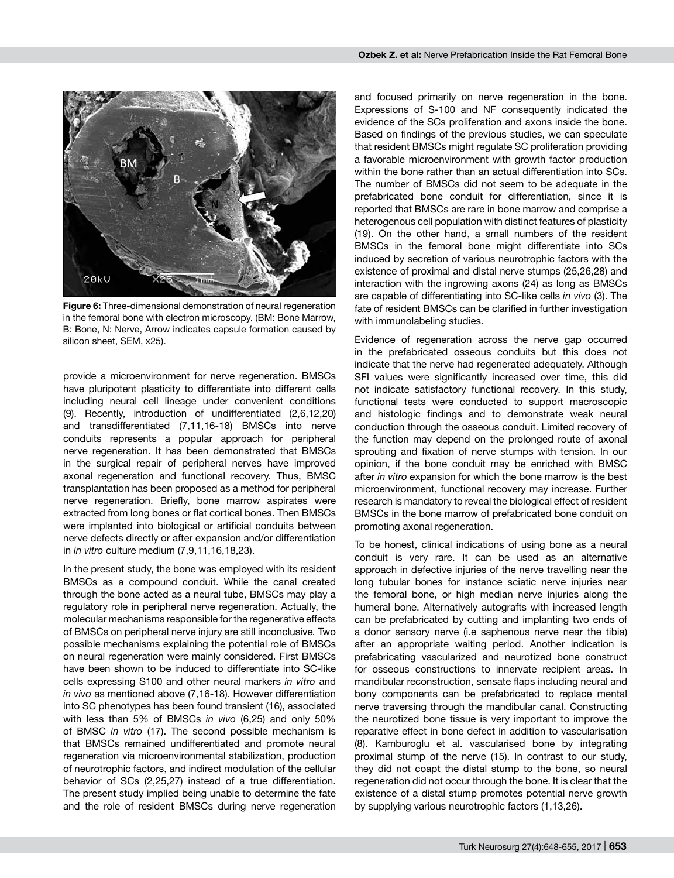Figure 6: Three-dimensional demonstration of neural regeneration in the femoral bone with electron microscopy. (BM: Bone Marrow, B: Bone, N: Nerve, Arrow indicates capsule formation caused by silicon sheet, SEM, x25).

provide a microenvironment for nerve regeneration. BMSCs have pluripotent plasticity to differentiate into different cells including neural cell lineage under convenient conditions (9). Recently, introduction of undifferentiated (2,6,12,20) and transdifferentiated (7,11,16-18) BMSCs into nerve conduits represents a popular approach for peripheral nerve regeneration. It has been demonstrated that BMSCs in the surgical repair of peripheral nerves have improved axonal regeneration and functional recovery. Thus, BMSC transplantation has been proposed as a method for peripheral nerve regeneration. Briefly, bone marrow aspirates were extracted from long bones or flat cortical bones. Then BMSCs were implanted into biological or artificial conduits between nerve defects directly or after expansion and/or differentiation in *in vitro* culture medium (7,9,11,16,18,23).

In the present study, the bone was employed with its resident BMSCs as a compound conduit. While the canal created through the bone acted as a neural tube, BMSCs may play a regulatory role in peripheral nerve regeneration. Actually, the molecular mechanisms responsible for the regenerative effects of BMSCs on peripheral nerve injury are still inconclusive. Two possible mechanisms explaining the potential role of BMSCs on neural regeneration were mainly considered. First BMSCs have been shown to be induced to differentiate into SC-like cells expressing S100 and other neural markers *in vitro* and *in vivo* as mentioned above (7,16-18). However differentiation into SC phenotypes has been found transient (16), associated with less than 5% of BMSCs *in vivo* (6,25) and only 50% of BMSC *in vitro* (17). The second possible mechanism is that BMSCs remained undifferentiated and promote neural regeneration via microenvironmental stabilization, production of neurotrophic factors, and indirect modulation of the cellular behavior of SCs (2,25,27) instead of a true differentiation. The present study implied being unable to determine the fate and the role of resident BMSCs during nerve regeneration and focused primarily on nerve regeneration in the bone. Expressions of S-100 and NF consequently indicated the evidence of the SCs proliferation and axons inside the bone. Based on findings of the previous studies, we can speculate that resident BMSCs might regulate SC proliferation providing a favorable microenvironment with growth factor production within the bone rather than an actual differentiation into SCs. The number of BMSCs did not seem to be adequate in the prefabricated bone conduit for differentiation, since it is reported that BMSCs are rare in bone marrow and comprise a heterogenous cell population with distinct features of plasticity (19). On the other hand, a small numbers of the resident BMSCs in the femoral bone might differentiate into SCs induced by secretion of various neurotrophic factors with the existence of proximal and distal nerve stumps (25,26,28) and interaction with the ingrowing axons (24) as long as BMSCs are capable of differentiating into SC-like cells *in vivo* (3). The fate of resident BMSCs can be clarified in further investigation with immunolabeling studies.

Evidence of regeneration across the nerve gap occurred in the prefabricated osseous conduits but this does not indicate that the nerve had regenerated adequately. Although SFI values were significantly increased over time, this did not indicate satisfactory functional recovery. In this study, functional tests were conducted to support macroscopic and histologic findings and to demonstrate weak neural conduction through the osseous conduit. Limited recovery of the function may depend on the prolonged route of axonal sprouting and fixation of nerve stumps with tension. In our opinion, if the bone conduit may be enriched with BMSC after *in vitro* expansion for which the bone marrow is the best microenvironment, functional recovery may increase. Further research is mandatory to reveal the biological effect of resident BMSCs in the bone marrow of prefabricated bone conduit on promoting axonal regeneration.

To be honest, clinical indications of using bone as a neural conduit is very rare. It can be used as an alternative approach in defective injuries of the nerve travelling near the long tubular bones for instance sciatic nerve injuries near the femoral bone, or high median nerve injuries along the humeral bone. Alternatively autografts with increased length can be prefabricated by cutting and implanting two ends of a donor sensory nerve (i.e saphenous nerve near the tibia) after an appropriate waiting period. Another indication is prefabricating vascularized and neurotized bone construct for osseous constructions to innervate recipient areas. In mandibular reconstruction, sensate flaps including neural and bony components can be prefabricated to replace mental nerve traversing through the mandibular canal. Constructing the neurotized bone tissue is very important to improve the reparative effect in bone defect in addition to vascularisation (8). Kamburoglu et al. vascularised bone by integrating proximal stump of the nerve (15). In contrast to our study, they did not coapt the distal stump to the bone, so neural regeneration did not occur through the bone. It is clear that the existence of a distal stump promotes potential nerve growth by supplying various neurotrophic factors (1,13,26).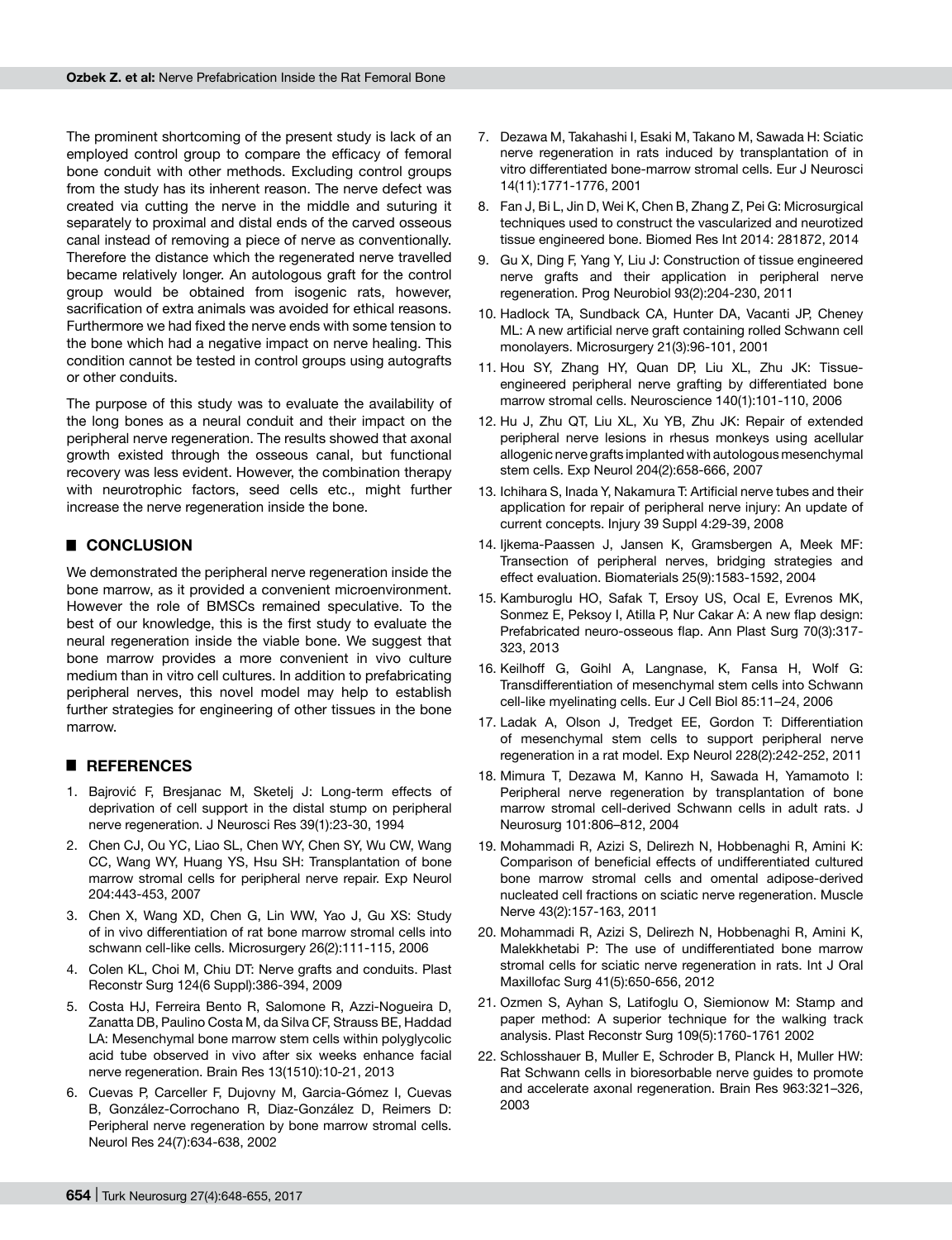The prominent shortcoming of the present study is lack of an employed control group to compare the efficacy of femoral bone conduit with other methods. Excluding control groups from the study has its inherent reason. The nerve defect was created via cutting the nerve in the middle and suturing it separately to proximal and distal ends of the carved osseous canal instead of removing a piece of nerve as conventionally. Therefore the distance which the regenerated nerve travelled became relatively longer. An autologous graft for the control group would be obtained from isogenic rats, however, sacrification of extra animals was avoided for ethical reasons. Furthermore we had fixed the nerve ends with some tension to the bone which had a negative impact on nerve healing. This condition cannot be tested in control groups using autografts or other conduits.

The purpose of this study was to evaluate the availability of the long bones as a neural conduit and their impact on the peripheral nerve regeneration. The results showed that axonal growth existed through the osseous canal, but functional recovery was less evident. However, the combination therapy with neurotrophic factors, seed cells etc., might further increase the nerve regeneration inside the bone.

## ■ CONCLUSION

We demonstrated the peripheral nerve regeneration inside the bone marrow, as it provided a convenient microenvironment. However the role of BMSCs remained speculative. To the best of our knowledge, this is the first study to evaluate the neural regeneration inside the viable bone. We suggest that bone marrow provides a more convenient in vivo culture medium than in vitro cell cultures. In addition to prefabricating peripheral nerves, this novel model may help to establish further strategies for engineering of other tissues in the bone marrow.

## ■ REFERENCES

1. Bajrović F, Bresjanac M, Sketelj J: Long-term effects of deprivation of cell support in the distal stump on peripheral nerve regeneration. J Neurosci Res 39(1):23-30, 1994
2. Chen CJ, Ou YC, Liao SL, Chen WY, Chen SY, Wu CW, Wang CC, Wang WY, Huang YS, Hsu SH: Transplantation of bone marrow stromal cells for peripheral nerve repair. Exp Neurol 204:443-453, 2007
3. Chen X, Wang XD, Chen G, Lin WW, Yao J, Gu XS: Study of in vivo differentiation of rat bone marrow stromal cells into schwann cell-like cells. Microsurgery 26(2):111-115, 2006
4. Colen KL, Choi M, Chiu DT: Nerve grafts and conduits. Plast Reconstr Surg 124(6 Suppl):386-394, 2009
5. Costa HJ, Ferreira Bento R, Salomone R, Azzi-Nogueira D, Zanatta DB, Paulino Costa M, da Silva CF, Strauss BE, Haddad LA: Mesenchymal bone marrow stem cells within polyglycolic acid tube observed in vivo after six weeks enhance facial nerve regeneration. Brain Res 13(1510):10-21, 2013
6. Cuevas P, Carceller F, Dujovny M, Garcia-Gómez I, Cuevas B, González-Corrochano R, Diaz-González D, Reimers D: Peripheral nerve regeneration by bone marrow stromal cells. Neurol Res 24(7):634-638, 2002
7. Dezawa M, Takahashi I, Esaki M, Takano M, Sawada H: Sciatic nerve regeneration in rats induced by transplantation of in vitro differentiated bone-marrow stromal cells. Eur J Neurosci 14(11):1771-1776, 2001
8. Fan J, Bi L, Jin D, Wei K, Chen B, Zhang Z, Pei G: Microsurgical techniques used to construct the vascularized and neurotized tissue engineered bone. Biomed Res Int 2014: 281872, 2014
9. Gu X, Ding F, Yang Y, Liu J: Construction of tissue engineered nerve grafts and their application in peripheral nerve regeneration. Prog Neurobiol 93(2):204-230, 2011
10. Hadlock TA, Sundback CA, Hunter DA, Vacanti JP, Cheney ML: A new artificial nerve graft containing rolled Schwann cell monolayers. Microsurgery 21(3):96-101, 2001
11. Hou SY, Zhang HY, Quan DP, Liu XL, Zhu JK: Tissue-engineered peripheral nerve grafting by differentiated bone marrow stromal cells. Neuroscience 140(1):101-110, 2006
12. Hu J, Zhu QT, Liu XL, Xu YB, Zhu JK: Repair of extended peripheral nerve lesions in rhesus monkeys using acellular allogenic nerve grafts implanted with autologous mesenchymal stem cells. Exp Neurol 204(2):658-666, 2007
13. Ichihara S, Inada Y, Nakamura T: Artificial nerve tubes and their application for repair of peripheral nerve injury: An update of current concepts. Injury 39 Suppl 4:29-39, 2008
14. Ijkema-Paassen J, Jansen K, Gramsbergen A, Meek MF: Transection of peripheral nerves, bridging strategies and effect evaluation. Biomaterials 25(9):1583-1592, 2004
15. Kamburoglu HO, Safak T, Ersoy US, Ocal E, Evrenos MK, Sonmez E, Peksoy I, Atilla P, Nur Cakar A: A new flap design: Prefabricated neuro-osseous flap. Ann Plast Surg 70(3):317-323, 2013
16. Keilhoff G, Goihl A, Langnase, K, Fansa H, Wolf G: Transdifferentiation of mesenchymal stem cells into Schwann cell-like myelinating cells. Eur J Cell Biol 85:11–24, 2006
17. Ladak A, Olson J, Tredget EE, Gordon T: Differentiation of mesenchymal stem cells to support peripheral nerve regeneration in a rat model. Exp Neurol 228(2):242-252, 2011
18. Mimura T, Dezawa M, Kanno H, Sawada H, Yamamoto I: Peripheral nerve regeneration by transplantation of bone marrow stromal cell-derived Schwann cells in adult rats. J Neurosurg 101:806–812, 2004
19. Mohammadi R, Azizi S, Delirezh N, Hobbenaghi R, Amini K: Comparison of beneficial effects of undifferentiated cultured bone marrow stromal cells and omental adipose-derived nucleated cell fractions on sciatic nerve regeneration. Muscle Nerve 43(2):157-163, 2011
20. Mohammadi R, Azizi S, Delirezh N, Hobbenaghi R, Amini K, Malekkhetabi P: The use of undifferentiated bone marrow stromal cells for sciatic nerve regeneration in rats. Int J Oral Maxillofac Surg 41(5):650-656, 2012
21. Ozmen S, Ayhan S, Latifoglu O, Siemionow M: Stamp and paper method: A superior technique for the walking track analysis. Plast Reconstr Surg 109(5):1760-1761 2002
22. Schlosshauer B, Muller E, Schroder B, Planck H, Muller HW: Rat Schwann cells in bioresorbable nerve guides to promote and accelerate axonal regeneration. Brain Res 963:321–326, 2003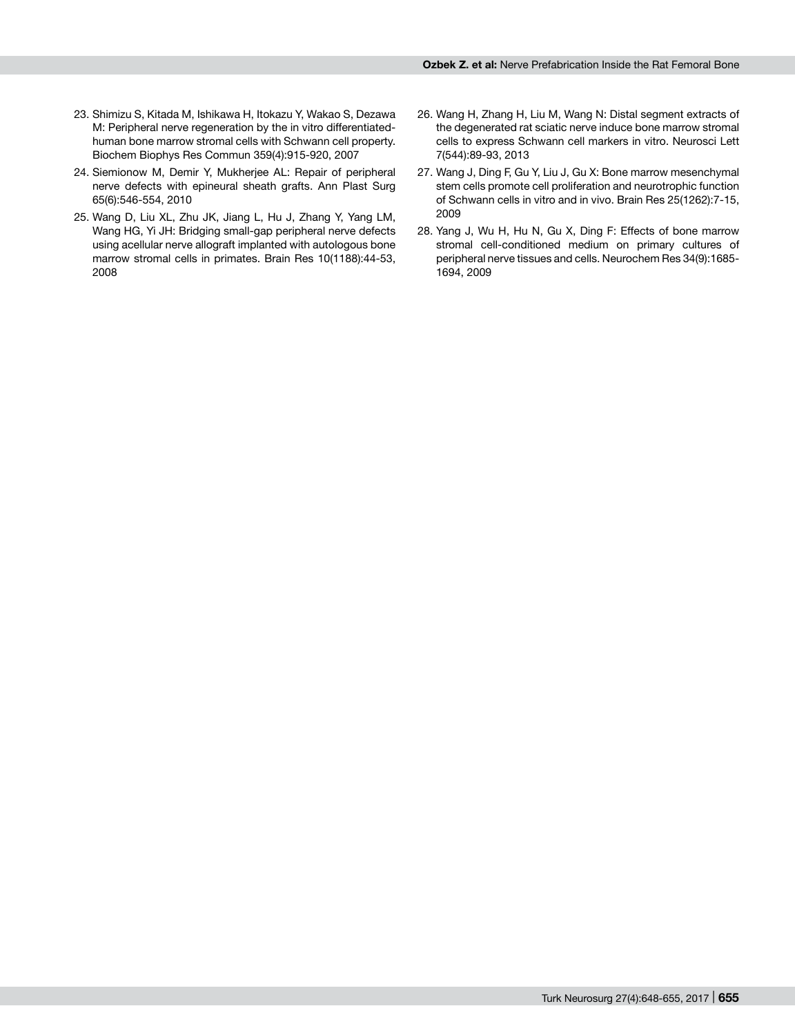23. Shimizu S, Kitada M, Ishikawa H, Itokazu Y, Wakao S, Dezawa M: Peripheral nerve regeneration by the in vitro differentiated-human bone marrow stromal cells with Schwann cell property. Biochem Biophys Res Commun 359(4):915-920, 2007
24. Siemionow M, Demir Y, Mukherjee AL: Repair of peripheral nerve defects with epineural sheath grafts. Ann Plast Surg 65(6):546-554, 2010
25. Wang D, Liu XL, Zhu JK, Jiang L, Hu J, Zhang Y, Yang LM, Wang HG, Yi JH: Bridging small-gap peripheral nerve defects using acellular nerve allograft implanted with autologous bone marrow stromal cells in primates. Brain Res 10(1188):44-53, 2008
26. Wang H, Zhang H, Liu M, Wang N: Distal segment extracts of the degenerated rat sciatic nerve induce bone marrow stromal cells to express Schwann cell markers in vitro. Neurosci Lett 7(544):89-93, 2013
27. Wang J, Ding F, Gu Y, Liu J, Gu X: Bone marrow mesenchymal stem cells promote cell proliferation and neurotrophic function of Schwann cells in vitro and in vivo. Brain Res 25(1262):7-15, 2009
28. Yang J, Wu H, Hu N, Gu X, Ding F: Effects of bone marrow stromal cell-conditioned medium on primary cultures of peripheral nerve tissues and cells. Neurochem Res 34(9):1685-1694, 2009